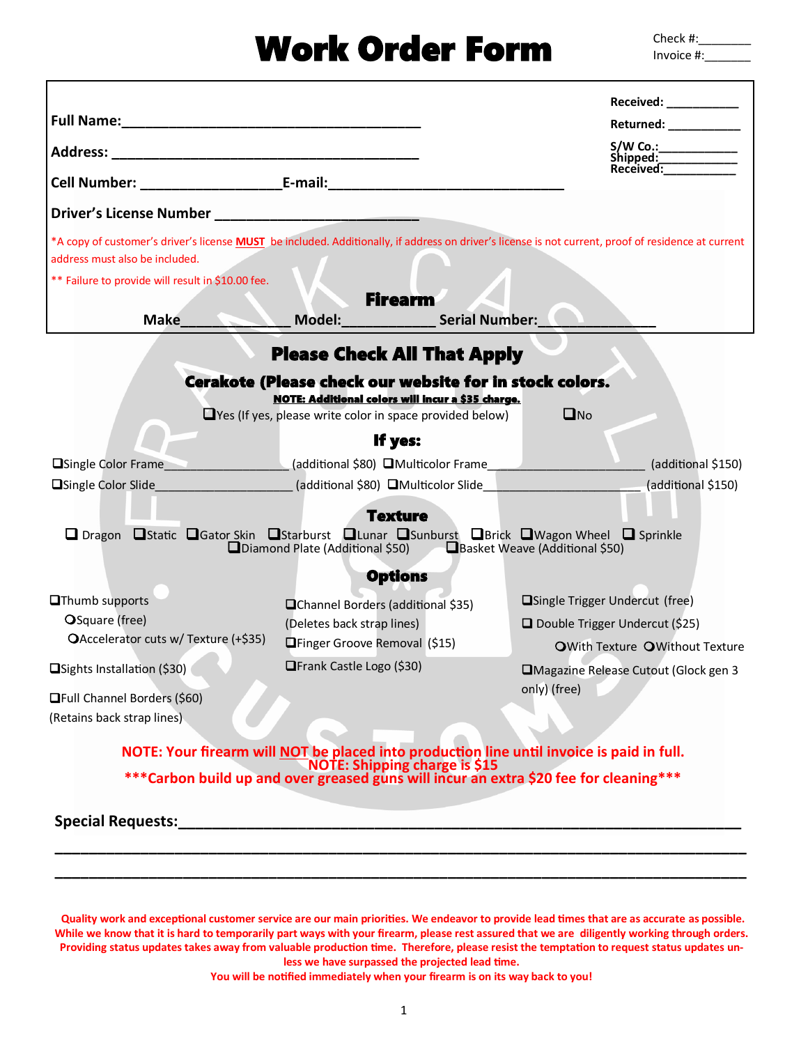# Work Order Form

Check #:________
Invoice #:_______

**Full Name:**________________________________________

**Address:** _________________________________________

**Cell Number:** _________________ **E-mail:**______________________________

**Driver's License Number** ________________________

**Received:** __________
**Returned:** __________
**S/W Co.:**___________
**Shipped:**___________
**Received:**__________

*A copy of customer's driver's license **MUST** be included. Additionally, if address on driver's license is not current, proof of residence at current address must also be included.

** Failure to provide will result in $10.00 fee.

## Firearm

**Make**_____________ **Model:**___________ **Serial Number:**______________

## Please Check All That Apply

### Cerakote (Please check our website for in stock colors.

**NOTE: Additional colors will incur a $35 charge.**

❑Yes (If yes, please write color in space provided below) ❑No

### If yes:

❑Single Color Frame_________________ (additional $80) ❑Multicolor Frame______________________ (additional $150)

❑Single Color Slide____________________ (additional $80) ❑Multicolor Slide______________________ (additional $150)

### Texture

❑ Dragon ❑Static ❑Gator Skin ❑Starburst ❑Lunar ❑Sunburst ❑Brick ❑Wagon Wheel ❑ Sprinkle
❑Diamond Plate (Additional $50) ❑Basket Weave (Additional $50)

### Options

❑Thumb supports
- ❍Square (free)
- ❍Accelerator cuts w/ Texture (+$35)

❑Sights Installation ($30)

❑Full Channel Borders ($60)
(Retains back strap lines)

❑Channel Borders (additional $35)
(Deletes back strap lines)

❑Finger Groove Removal ($15)

❑Frank Castle Logo ($30)

❑Single Trigger Undercut (free)

❑ Double Trigger Undercut ($25)
- ❍With Texture ❍Without Texture

❑Magazine Release Cutout (Glock gen 3 only) (free)

**NOTE: Your firearm will NOT be placed into production line until invoice is paid in full.**
**NOTE: Shipping charge is $15**
*****Carbon build up and over greased guns will incur an extra $20 fee for cleaning*****

**Special Requests:**_____________________________________________________________

________________________________________________________________________________

________________________________________________________________________________

**Quality work and exceptional customer service are our main priorities. We endeavor to provide lead times that are as accurate as possible. While we know that it is hard to temporarily part ways with your firearm, please rest assured that we are diligently working through orders. Providing status updates takes away from valuable production time. Therefore, please resist the temptation to request status updates unless we have surpassed the projected lead time.**

**You will be notified immediately when your firearm is on its way back to you!**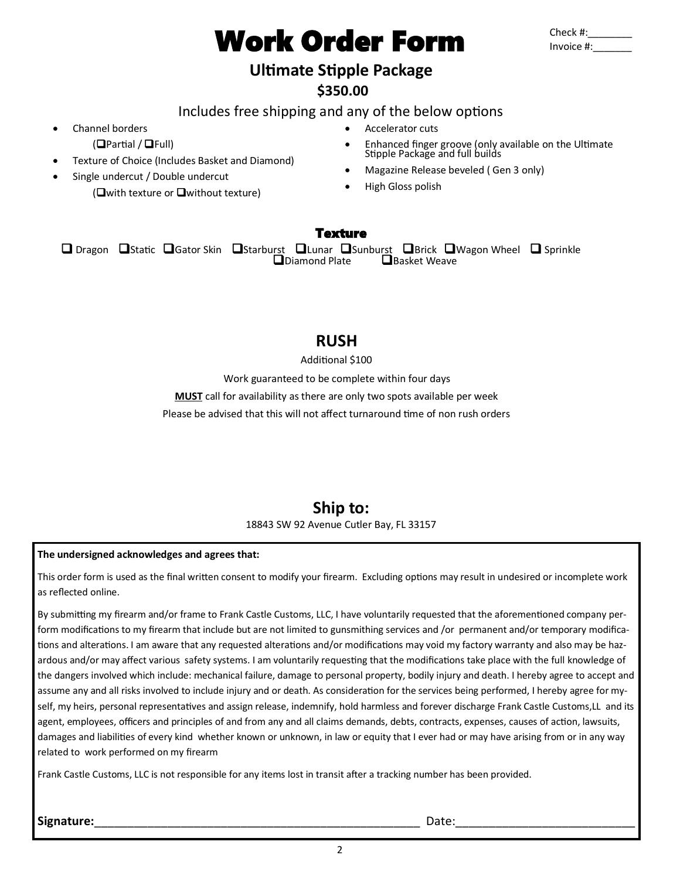Check #:________
Invoice #:_______

# Work Order Form

## Ultimate Stipple Package

## $350.00

Includes free shipping and any of the below options

- Channel borders
  (❑Partial / ❑Full)
- Texture of Choice (Includes Basket and Diamond)
- Single undercut / Double undercut
  (❑with texture or ❑without texture)
- Accelerator cuts
- Enhanced finger groove (only available on the Ultimate Stipple Package and full builds
- Magazine Release beveled ( Gen 3 only)
- High Gloss polish

### Texture

❑ Dragon ❑Static ❑Gator Skin ❑Starburst ❑Lunar ❑Sunburst ❑Brick ❑Wagon Wheel ❑ Sprinkle ❑Diamond Plate ❑Basket Weave

## RUSH

Additional $100

Work guaranteed to be complete within four days

**MUST** call for availability as there are only two spots available per week

Please be advised that this will not affect turnaround time of non rush orders

## Ship to:

18843 SW 92 Avenue Cutler Bay, FL 33157

**The undersigned acknowledges and agrees that:**

This order form is used as the final written consent to modify your firearm. Excluding options may result in undesired or incomplete work as reflected online.

By submitting my firearm and/or frame to Frank Castle Customs, LLC, I have voluntarily requested that the aforementioned company perform modifications to my firearm that include but are not limited to gunsmithing services and /or permanent and/or temporary modifications and alterations. I am aware that any requested alterations and/or modifications may void my factory warranty and also may be hazardous and/or may affect various safety systems. I am voluntarily requesting that the modifications take place with the full knowledge of the dangers involved which include: mechanical failure, damage to personal property, bodily injury and death. I hereby agree to accept and assume any and all risks involved to include injury and or death. As consideration for the services being performed, I hereby agree for myself, my heirs, personal representatives and assign release, indemnify, hold harmless and forever discharge Frank Castle Customs,LL and its agent, employees, officers and principles of and from any and all claims demands, debts, contracts, expenses, causes of action, lawsuits, damages and liabilities of every kind whether known or unknown, in law or equity that I ever had or may have arising from or in any way related to work performed on my firearm

Frank Castle Customs, LLC is not responsible for any items lost in transit after a tracking number has been provided.

**Signature:**_____________________________________________________ Date:___________________________